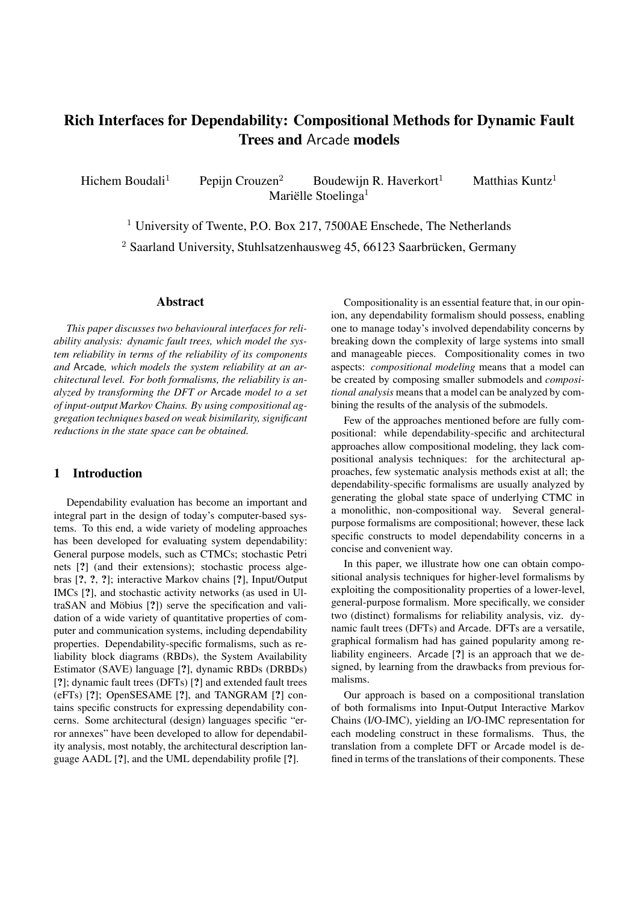# Rich Interfaces for Dependability: Compositional Methods for Dynamic Fault Trees and Arcade models

Hichem Boudali[1] Pepijn Crouzen[2] Boudewijn R. Haverkort[1] Matthias Kuntz[1] Mariëlle Stoelinga[1]

[1] University of Twente, P.O. Box 217, 7500AE Enschede, The Netherlands

[2] Saarland University, Stuhlsatzenhausweg 45, 66123 Saarbrücken, Germany

## Abstract

*This paper discusses two behavioural interfaces for reliability analysis: dynamic fault trees, which model the system reliability in terms of the reliability of its components and* Arcade*, which models the system reliability at an architectural level. For both formalisms, the reliability is analyzed by transforming the DFT or* Arcade *model to a set of input-output Markov Chains. By using compositional aggregation techniques based on weak bisimilarity, significant reductions in the state space can be obtained.*

## 1 Introduction

Dependability evaluation has become an important and integral part in the design of today's computer-based systems. To this end, a wide variety of modeling approaches has been developed for evaluating system dependability: General purpose models, such as CTMCs; stochastic Petri nets [?] (and their extensions); stochastic process algebras [?, ?, ?]; interactive Markov chains [?], Input/Output IMCs [?], and stochastic activity networks (as used in UltraSAN and Möbius [?]) serve the specification and validation of a wide variety of quantitative properties of computer and communication systems, including dependability properties. Dependability-specific formalisms, such as reliability block diagrams (RBDs), the System Availability Estimator (SAVE) language [?], dynamic RBDs (DRBDs) [?]; dynamic fault trees (DFTs) [?] and extended fault trees (eFTs) [?]; OpenSESAME [?], and TANGRAM [?] contains specific constructs for expressing dependability concerns. Some architectural (design) languages specific "error annexes" have been developed to allow for dependability analysis, most notably, the architectural description language AADL [?], and the UML dependability profile [?].

Compositionality is an essential feature that, in our opinion, any dependability formalism should possess, enabling one to manage today's involved dependability concerns by breaking down the complexity of large systems into small and manageable pieces. Compositionality comes in two aspects: *compositional modeling* means that a model can be created by composing smaller submodels and *compositional analysis* means that a model can be analyzed by combining the results of the analysis of the submodels.

Few of the approaches mentioned before are fully compositional: while dependability-specific and architectural approaches allow compositional modeling, they lack compositional analysis techniques: for the architectural approaches, few systematic analysis methods exist at all; the dependability-specific formalisms are usually analyzed by generating the global state space of underlying CTMC in a monolithic, non-compositional way. Several general-purpose formalisms are compositional; however, these lack specific constructs to model dependability concerns in a concise and convenient way.

In this paper, we illustrate how one can obtain compositional analysis techniques for higher-level formalisms by exploiting the compositionality properties of a lower-level, general-purpose formalism. More specifically, we consider two (distinct) formalisms for reliability analysis, viz. dynamic fault trees (DFTs) and Arcade. DFTs are a versatile, graphical formalism had has gained popularity among reliability engineers. Arcade [?] is an approach that we designed, by learning from the drawbacks from previous formalisms.

Our approach is based on a compositional translation of both formalisms into Input-Output Interactive Markov Chains (I/O-IMC), yielding an I/O-IMC representation for each modeling construct in these formalisms. Thus, the translation from a complete DFT or Arcade model is defined in terms of the translations of their components. These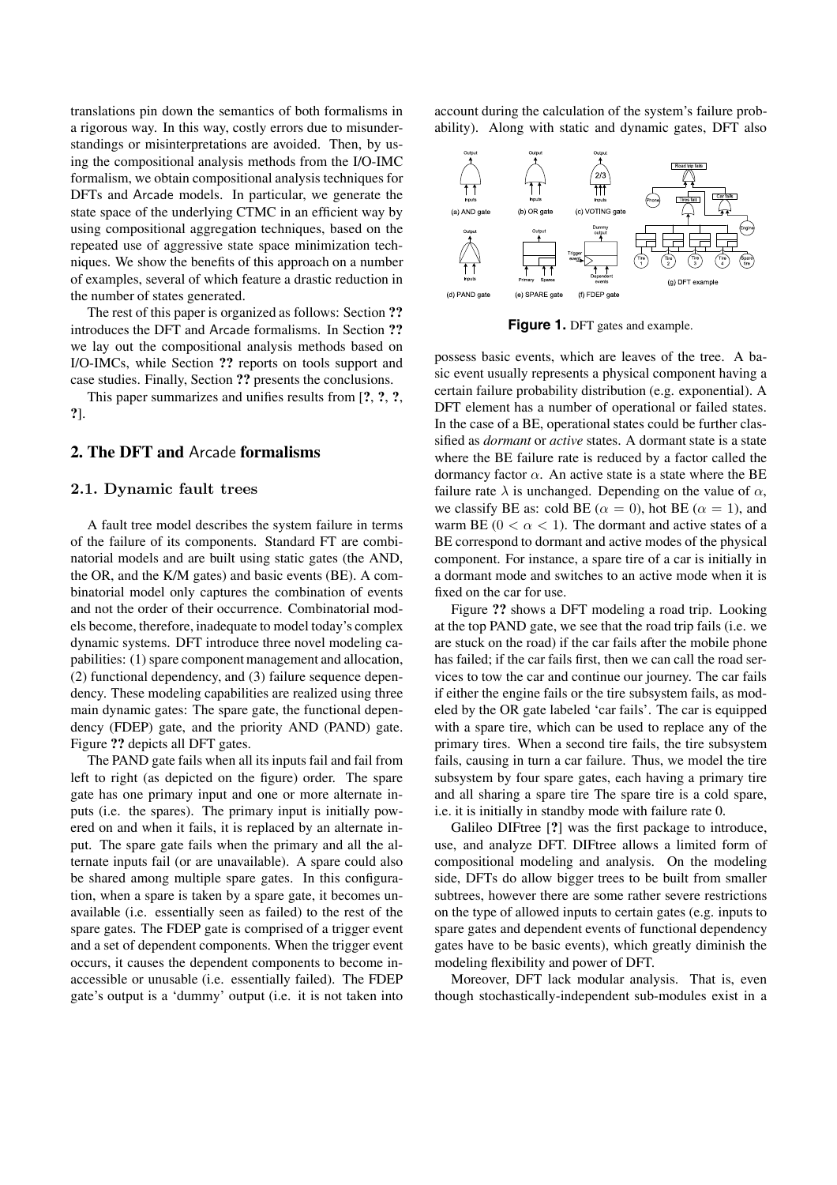translations pin down the semantics of both formalisms in a rigorous way. In this way, costly errors due to misunderstandings or misinterpretations are avoided. Then, by using the compositional analysis methods from the I/O-IMC formalism, we obtain compositional analysis techniques for DFTs and Arcade models. In particular, we generate the state space of the underlying CTMC in an efficient way by using compositional aggregation techniques, based on the repeated use of aggressive state space minimization techniques. We show the benefits of this approach on a number of examples, several of which feature a drastic reduction in the number of states generated.

The rest of this paper is organized as follows: Section ?? introduces the DFT and Arcade formalisms. In Section ?? we lay out the compositional analysis methods based on I/O-IMCs, while Section ?? reports on tools support and case studies. Finally, Section ?? presents the conclusions.

This paper summarizes and unifies results from [?, ?, ?, ?].

## 2. The DFT and Arcade formalisms

### 2.1. Dynamic fault trees

A fault tree model describes the system failure in terms of the failure of its components. Standard FT are combinatorial models and are built using static gates (the AND, the OR, and the K/M gates) and basic events (BE). A combinatorial model only captures the combination of events and not the order of their occurrence. Combinatorial models become, therefore, inadequate to model today's complex dynamic systems. DFT introduce three novel modeling capabilities: (1) spare component management and allocation, (2) functional dependency, and (3) failure sequence dependency. These modeling capabilities are realized using three main dynamic gates: The spare gate, the functional dependency (FDEP) gate, and the priority AND (PAND) gate. Figure ?? depicts all DFT gates.

The PAND gate fails when all its inputs fail and fail from left to right (as depicted on the figure) order. The spare gate has one primary input and one or more alternate inputs (i.e. the spares). The primary input is initially powered on and when it fails, it is replaced by an alternate input. The spare gate fails when the primary and all the alternate inputs fail (or are unavailable). A spare could also be shared among multiple spare gates. In this configuration, when a spare is taken by a spare gate, it becomes unavailable (i.e. essentially seen as failed) to the rest of the spare gates. The FDEP gate is comprised of a trigger event and a set of dependent components. When the trigger event occurs, it causes the dependent components to become inaccessible or unusable (i.e. essentially failed). The FDEP gate's output is a 'dummy' output (i.e. it is not taken into account during the calculation of the system's failure probability). Along with static and dynamic gates, DFT also

Output
Inputs
(a) AND gate
Output
Inputs
(b) OR gate
Output
2/3
Inputs
(c) VOTING gate
Road trip fails
Phone
Tires fail
Car fails
Engine
Tire 1
Tire 2
Tire 3
Tire 4
Spare tire
(g) DFT example
Output
Inputs
(d) PAND gate
Output
Primary
Spares
(e) SPARE gate
Dummy output
Trigger event
Dependent events
(f) FDEP gate

**Figure 1.** DFT gates and example.

possess basic events, which are leaves of the tree. A basic event usually represents a physical component having a certain failure probability distribution (e.g. exponential). A DFT element has a number of operational or failed states. In the case of a BE, operational states could be further classified as *dormant* or *active* states. A dormant state is a state where the BE failure rate is reduced by a factor called the dormancy factor $\alpha$. An active state is a state where the BE failure rate $\lambda$ is unchanged. Depending on the value of $\alpha$, we classify BE as: cold BE ($\alpha = 0$), hot BE ($\alpha = 1$), and warm BE ($0 < \alpha < 1$). The dormant and active states of a BE correspond to dormant and active modes of the physical component. For instance, a spare tire of a car is initially in a dormant mode and switches to an active mode when it is fixed on the car for use.

Figure ?? shows a DFT modeling a road trip. Looking at the top PAND gate, we see that the road trip fails (i.e. we are stuck on the road) if the car fails after the mobile phone has failed; if the car fails first, then we can call the road services to tow the car and continue our journey. The car fails if either the engine fails or the tire subsystem fails, as modeled by the OR gate labeled 'car fails'. The car is equipped with a spare tire, which can be used to replace any of the primary tires. When a second tire fails, the tire subsystem fails, causing in turn a car failure. Thus, we model the tire subsystem by four spare gates, each having a primary tire and all sharing a spare tire The spare tire is a cold spare, i.e. it is initially in standby mode with failure rate 0.

Galileo DIFtree [?] was the first package to introduce, use, and analyze DFT. DIFtree allows a limited form of compositional modeling and analysis. On the modeling side, DFTs do allow bigger trees to be built from smaller subtrees, however there are some rather severe restrictions on the type of allowed inputs to certain gates (e.g. inputs to spare gates and dependent events of functional dependency gates have to be basic events), which greatly diminish the modeling flexibility and power of DFT.

Moreover, DFT lack modular analysis. That is, even though stochastically-independent sub-modules exist in a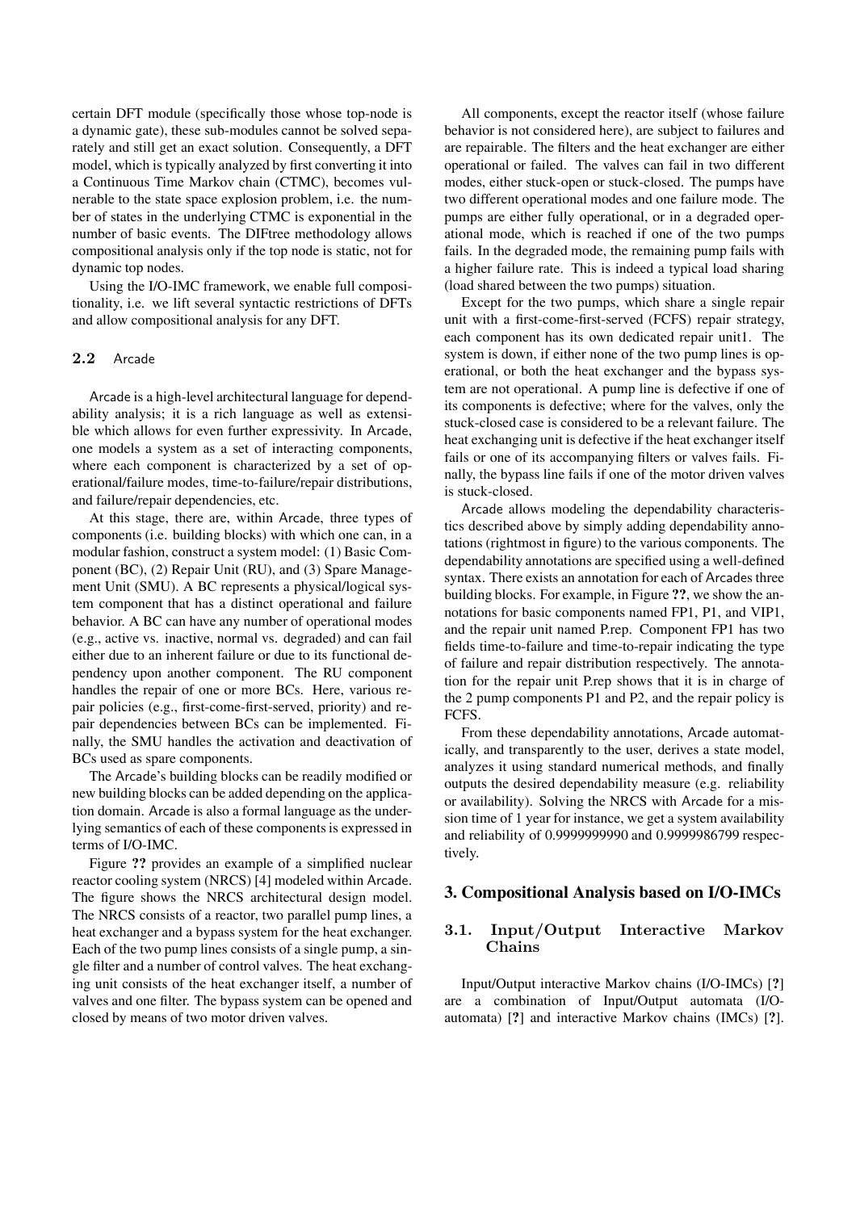certain DFT module (specifically those whose top-node is a dynamic gate), these sub-modules cannot be solved separately and still get an exact solution. Consequently, a DFT model, which is typically analyzed by first converting it into a Continuous Time Markov chain (CTMC), becomes vulnerable to the state space explosion problem, i.e. the number of states in the underlying CTMC is exponential in the number of basic events. The DIFtree methodology allows compositional analysis only if the top node is static, not for dynamic top nodes.

Using the I/O-IMC framework, we enable full compositionality, i.e. we lift several syntactic restrictions of DFTs and allow compositional analysis for any DFT.

### 2.2 Arcade

Arcade is a high-level architectural language for dependability analysis; it is a rich language as well as extensible which allows for even further expressivity. In Arcade, one models a system as a set of interacting components, where each component is characterized by a set of operational/failure modes, time-to-failure/repair distributions, and failure/repair dependencies, etc.

At this stage, there are, within Arcade, three types of components (i.e. building blocks) with which one can, in a modular fashion, construct a system model: (1) Basic Component (BC), (2) Repair Unit (RU), and (3) Spare Management Unit (SMU). A BC represents a physical/logical system component that has a distinct operational and failure behavior. A BC can have any number of operational modes (e.g., active vs. inactive, normal vs. degraded) and can fail either due to an inherent failure or due to its functional dependency upon another component. The RU component handles the repair of one or more BCs. Here, various repair policies (e.g., first-come-first-served, priority) and repair dependencies between BCs can be implemented. Finally, the SMU handles the activation and deactivation of BCs used as spare components.

The Arcade's building blocks can be readily modified or new building blocks can be added depending on the application domain. Arcade is also a formal language as the underlying semantics of each of these components is expressed in terms of I/O-IMC.

Figure **??** provides an example of a simplified nuclear reactor cooling system (NRCS) [4] modeled within Arcade. The figure shows the NRCS architectural design model. The NRCS consists of a reactor, two parallel pump lines, a heat exchanger and a bypass system for the heat exchanger. Each of the two pump lines consists of a single pump, a single filter and a number of control valves. The heat exchanging unit consists of the heat exchanger itself, a number of valves and one filter. The bypass system can be opened and closed by means of two motor driven valves.

All components, except the reactor itself (whose failure behavior is not considered here), are subject to failures and are repairable. The filters and the heat exchanger are either operational or failed. The valves can fail in two different modes, either stuck-open or stuck-closed. The pumps have two different operational modes and one failure mode. The pumps are either fully operational, or in a degraded operational mode, which is reached if one of the two pumps fails. In the degraded mode, the remaining pump fails with a higher failure rate. This is indeed a typical load sharing (load shared between the two pumps) situation.

Except for the two pumps, which share a single repair unit with a first-come-first-served (FCFS) repair strategy, each component has its own dedicated repair unit1. The system is down, if either none of the two pump lines is operational, or both the heat exchanger and the bypass system are not operational. A pump line is defective if one of its components is defective; where for the valves, only the stuck-closed case is considered to be a relevant failure. The heat exchanging unit is defective if the heat exchanger itself fails or one of its accompanying filters or valves fails. Finally, the bypass line fails if one of the motor driven valves is stuck-closed.

Arcade allows modeling the dependability characteristics described above by simply adding dependability annotations (rightmost in figure) to the various components. The dependability annotations are specified using a well-defined syntax. There exists an annotation for each of Arcades three building blocks. For example, in Figure **??**, we show the annotations for basic components named FP1, P1, and VIP1, and the repair unit named P.rep. Component FP1 has two fields time-to-failure and time-to-repair indicating the type of failure and repair distribution respectively. The annotation for the repair unit P.rep shows that it is in charge of the 2 pump components P1 and P2, and the repair policy is FCFS.

From these dependability annotations, Arcade automatically, and transparently to the user, derives a state model, analyzes it using standard numerical methods, and finally outputs the desired dependability measure (e.g. reliability or availability). Solving the NRCS with Arcade for a mission time of 1 year for instance, we get a system availability and reliability of 0.9999999990 and 0.9999986799 respectively.

## 3. Compositional Analysis based on I/O-IMCs

### 3.1. Input/Output Interactive Markov Chains

Input/Output interactive Markov chains (I/O-IMCs) [**?**] are a combination of Input/Output automata (I/O-automata) [**?**] and interactive Markov chains (IMCs) [**?**].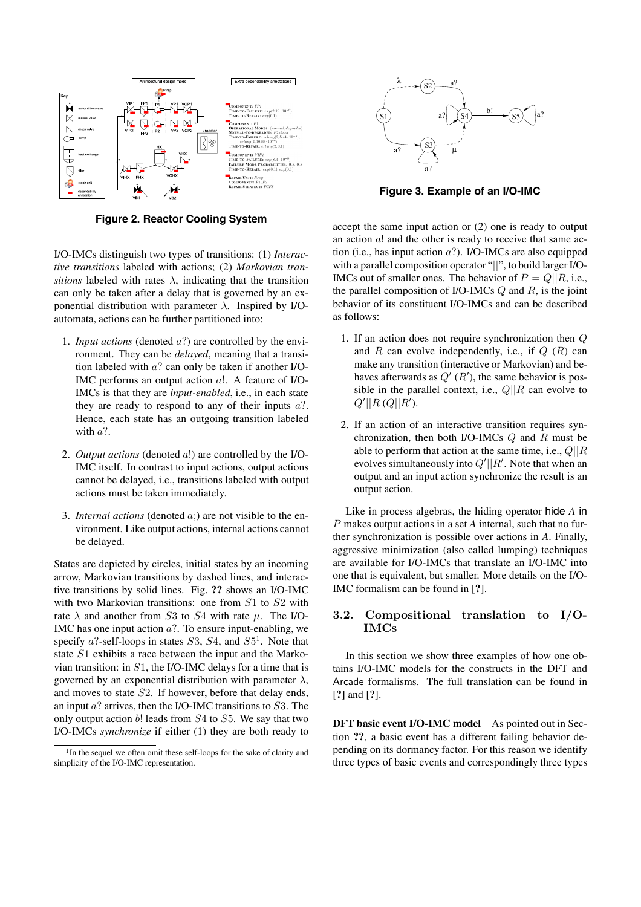**Figure 2. Reactor Cooling System**

**Figure 3. Example of an I/O-IMC**

I/O-IMCs distinguish two types of transitions: (1) *Interactive transitions* labeled with actions; (2) *Markovian transitions* labeled with rates $\lambda$, indicating that the transition can only be taken after a delay that is governed by an exponential distribution with parameter $\lambda$. Inspired by I/O-automata, actions can be further partitioned into:

1. *Input actions* (denoted $a?$) are controlled by the environment. They can be *delayed*, meaning that a transition labeled with $a?$ can only be taken if another I/O-IMC performs an output action $a!$. A feature of I/O-IMCs is that they are *input-enabled*, i.e., in each state they are ready to respond to any of their inputs $a?$. Hence, each state has an outgoing transition labeled with $a?$.

2. *Output actions* (denoted $a!$) are controlled by the I/O-IMC itself. In contrast to input actions, output actions cannot be delayed, i.e., transitions labeled with output actions must be taken immediately.

3. *Internal actions* (denoted $a;$) are not visible to the environment. Like output actions, internal actions cannot be delayed.

States are depicted by circles, initial states by an incoming arrow, Markovian transitions by dashed lines, and interactive transitions by solid lines. Fig. **??** shows an I/O-IMC with two Markovian transitions: one from $S1$ to $S2$ with rate $\lambda$ and another from $S3$ to $S4$ with rate $\mu$. The I/O-IMC has one input action $a?$. To ensure input-enabling, we specify $a?$-self-loops in states $S3$, $S4$, and $S5$[1]. Note that state $S1$ exhibits a race between the input and the Markovian transition: in $S1$, the I/O-IMC delays for a time that is governed by an exponential distribution with parameter $\lambda$, and moves to state $S2$. If however, before that delay ends, an input $a?$ arrives, then the I/O-IMC transitions to $S3$. The only output action $b!$ leads from $S4$ to $S5$. We say that two I/O-IMCs *synchronize* if either (1) they are both ready to accept the same input action or (2) one is ready to output an action $a!$ and the other is ready to receive that same action (i.e., has input action $a?$). I/O-IMCs are also equipped with a parallel composition operator "$||$", to build larger I/O-IMCs out of smaller ones. The behavior of $P = Q||R$, i.e., the parallel composition of I/O-IMCs $Q$ and $R$, is the joint behavior of its constituent I/O-IMCs and can be described as follows:

1. If an action does not require synchronization then $Q$ and $R$ can evolve independently, i.e., if $Q$ ($R$) can make any transition (interactive or Markovian) and behaves afterwards as $Q'$ ($R'$), the same behavior is possible in the parallel context, i.e., $Q||R$ can evolve to $Q'||R$ ($Q||R'$).

2. If an action of an interactive transition requires synchronization, then both I/O-IMCs $Q$ and $R$ must be able to perform that action at the same time, i.e., $Q||R$ evolves simultaneously into $Q'||R'$. Note that when an output and an input action synchronize the result is an output action.

Like in process algebras, the hiding operator hide $A$ in $P$ makes output actions in a set $A$ internal, such that no further synchronization is possible over actions in $A$. Finally, aggressive minimization (also called lumping) techniques are available for I/O-IMCs that translate an I/O-IMC into one that is equivalent, but smaller. More details on the I/O-IMC formalism can be found in [**?**].

## 3.2. Compositional translation to I/O-IMCs

In this section we show three examples of how one obtains I/O-IMC models for the constructs in the DFT and Arcade formalisms. The full translation can be found in [**?**] and [**?**].

**DFT basic event I/O-IMC model** As pointed out in Section **??**, a basic event has a different failing behavior depending on its dormancy factor. For this reason we identify three types of basic events and correspondingly three types

[1] In the sequel we often omit these self-loops for the sake of clarity and simplicity of the I/O-IMC representation.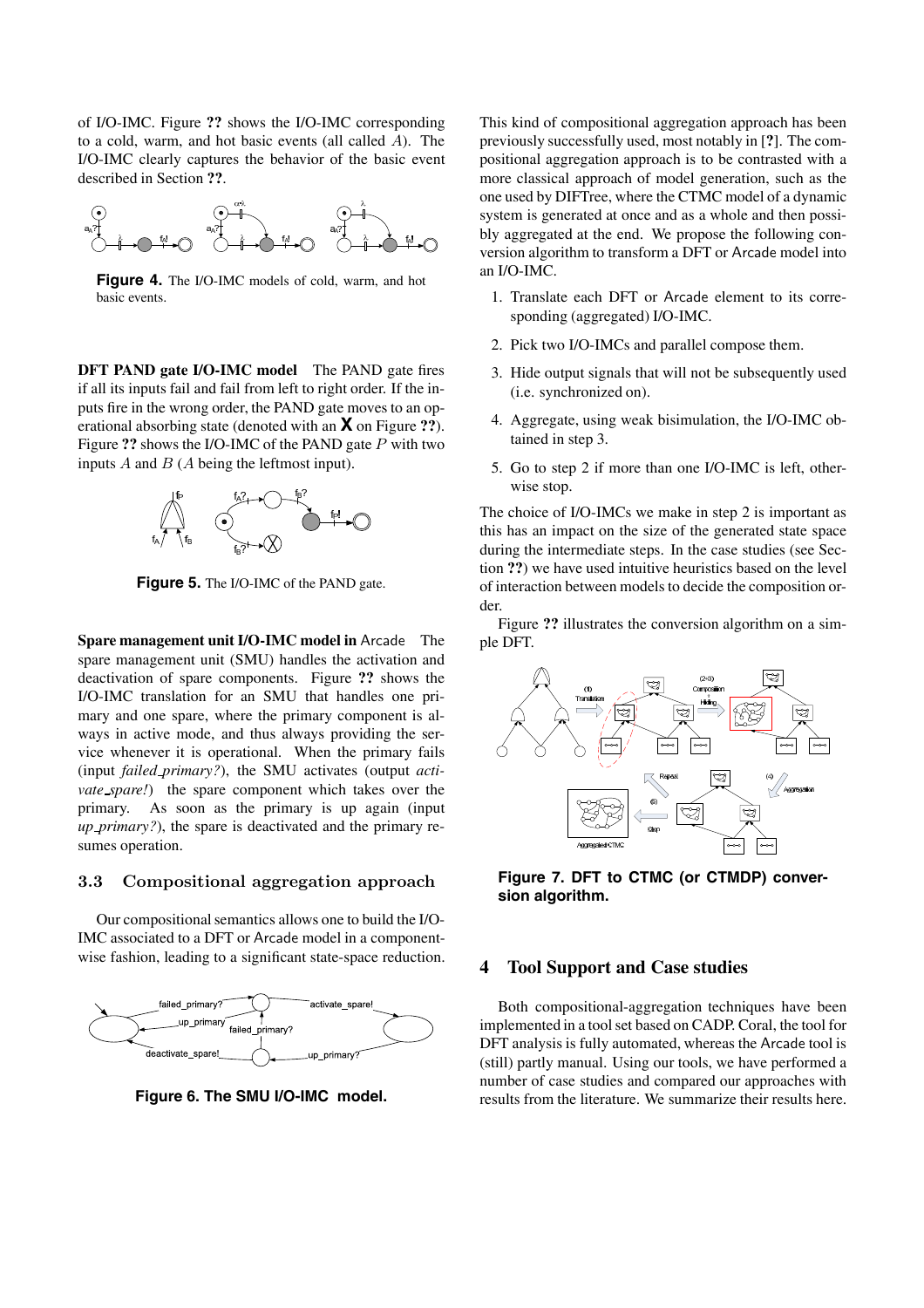of I/O-IMC. Figure ?? shows the I/O-IMC corresponding to a cold, warm, and hot basic events (all called $A$). The I/O-IMC clearly captures the behavior of the basic event described in Section ??.

**Figure 4.** The I/O-IMC models of cold, warm, and hot basic events.

**DFT PAND gate I/O-IMC model** The PAND gate fires if all its inputs fail and fail from left to right order. If the inputs fire in the wrong order, the PAND gate moves to an operational absorbing state (denoted with an **X** on Figure ??). Figure ?? shows the I/O-IMC of the PAND gate $P$ with two inputs $A$ and $B$ ($A$ being the leftmost input).

**Figure 5.** The I/O-IMC of the PAND gate.

**Spare management unit I/O-IMC model in Arcade** The spare management unit (SMU) handles the activation and deactivation of spare components. Figure ?? shows the I/O-IMC translation for an SMU that handles one primary and one spare, where the primary component is always in active mode, and thus always providing the service whenever it is operational. When the primary fails (input *failed_primary?*), the SMU activates (output *activate_spare!*) the spare component which takes over the primary. As soon as the primary is up again (input *up_primary?*), the spare is deactivated and the primary resumes operation.

### 3.3 Compositional aggregation approach

Our compositional semantics allows one to build the I/O-IMC associated to a DFT or Arcade model in a component-wise fashion, leading to a significant state-space reduction.

**Figure 6. The SMU I/O-IMC model.**

This kind of compositional aggregation approach has been previously successfully used, most notably in [?]. The compositional aggregation approach is to be contrasted with a more classical approach of model generation, such as the one used by DIFTree, where the CTMC model of a dynamic system is generated at once and as a whole and then possibly aggregated at the end. We propose the following conversion algorithm to transform a DFT or Arcade model into an I/O-IMC.

1. Translate each DFT or Arcade element to its corresponding (aggregated) I/O-IMC.
2. Pick two I/O-IMCs and parallel compose them.
3. Hide output signals that will not be subsequently used (i.e. synchronized on).
4. Aggregate, using weak bisimulation, the I/O-IMC obtained in step 3.
5. Go to step 2 if more than one I/O-IMC is left, otherwise stop.

The choice of I/O-IMCs we make in step 2 is important as this has an impact on the size of the generated state space during the intermediate steps. In the case studies (see Section ??) we have used intuitive heuristics based on the level of interaction between models to decide the composition order.

Figure ?? illustrates the conversion algorithm on a simple DFT.

**Figure 7. DFT to CTMC (or CTMDP) conversion algorithm.**

## 4 Tool Support and Case studies

Both compositional-aggregation techniques have been implemented in a tool set based on CADP. Coral, the tool for DFT analysis is fully automated, whereas the Arcade tool is (still) partly manual. Using our tools, we have performed a number of case studies and compared our approaches with results from the literature. We summarize their results here.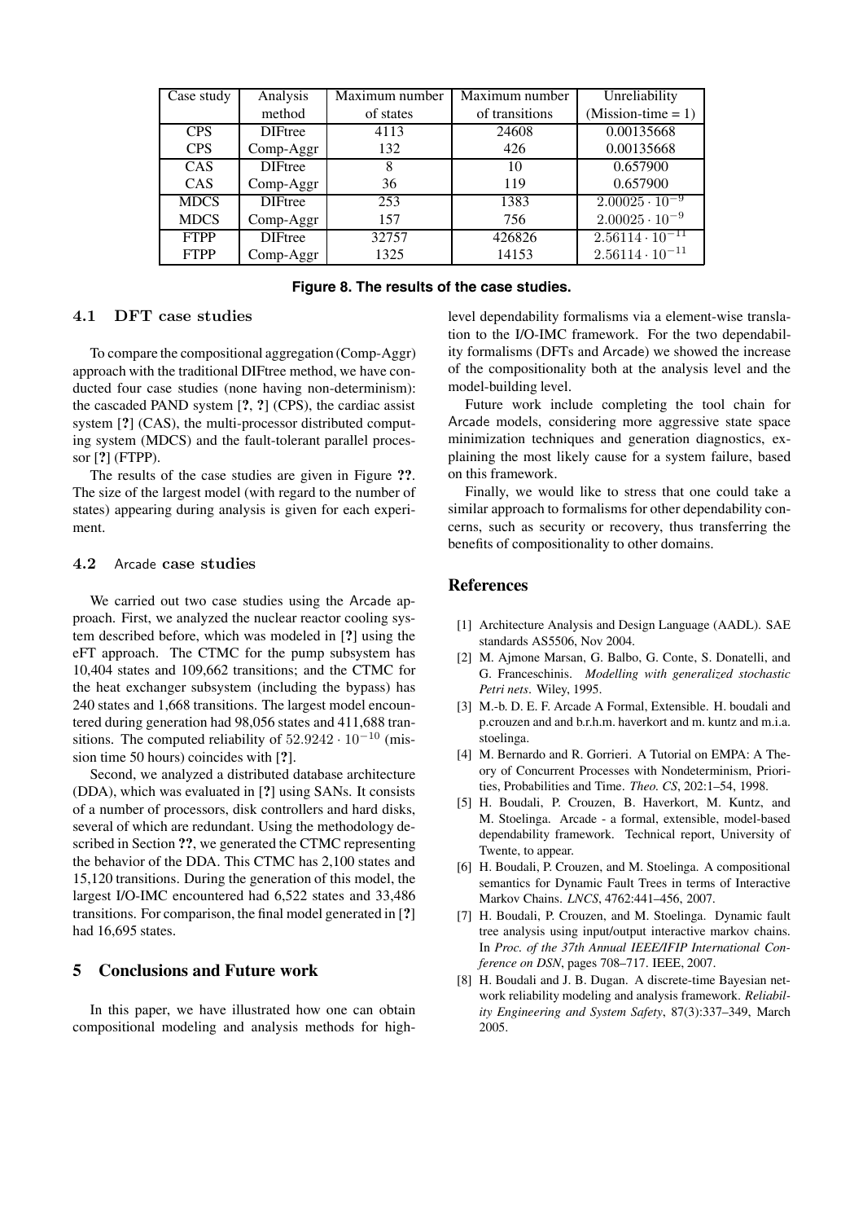| Case study | Analysis method | Maximum number of states | Maximum number of transitions | Unreliability (Mission-time = 1) |
|---|---|---|---|---|
| CPS | DIFtree | 4113 | 24608 | 0.00135668 |
| CPS | Comp-Aggr | 132 | 426 | 0.00135668 |
| CAS | DIFtree | 8 | 10 | 0.657900 |
| CAS | Comp-Aggr | 36 | 119 | 0.657900 |
| MDCS | DIFtree | 253 | 1383 | $2.00025 \cdot 10^{-9}$ |
| MDCS | Comp-Aggr | 157 | 756 | $2.00025 \cdot 10^{-9}$ |
| FTPP | DIFtree | 32757 | 426826 | $2.56114 \cdot 10^{-11}$ |
| FTPP | Comp-Aggr | 1325 | 14153 | $2.56114 \cdot 10^{-11}$ |

**Figure 8. The results of the case studies.**

### 4.1 DFT case studies

To compare the compositional aggregation (Comp-Aggr) approach with the traditional DIFtree method, we have conducted four case studies (none having non-determinism): the cascaded PAND system [?, ?] (CPS), the cardiac assist system [?] (CAS), the multi-processor distributed computing system (MDCS) and the fault-tolerant parallel processor [?] (FTPP).

The results of the case studies are given in Figure ??. The size of the largest model (with regard to the number of states) appearing during analysis is given for each experiment.

### 4.2 Arcade case studies

We carried out two case studies using the Arcade approach. First, we analyzed the nuclear reactor cooling system described before, which was modeled in [?] using the eFT approach. The CTMC for the pump subsystem has 10,404 states and 109,662 transitions; and the CTMC for the heat exchanger subsystem (including the bypass) has 240 states and 1,668 transitions. The largest model encountered during generation had 98,056 states and 411,688 transitions. The computed reliability of $52.9242 \cdot 10^{-10}$ (mission time 50 hours) coincides with [?].

Second, we analyzed a distributed database architecture (DDA), which was evaluated in [?] using SANs. It consists of a number of processors, disk controllers and hard disks, several of which are redundant. Using the methodology described in Section ??, we generated the CTMC representing the behavior of the DDA. This CTMC has 2,100 states and 15,120 transitions. During the generation of this model, the largest I/O-IMC encountered had 6,522 states and 33,486 transitions. For comparison, the final model generated in [?] had 16,695 states.

## 5 Conclusions and Future work

In this paper, we have illustrated how one can obtain compositional modeling and analysis methods for high-level dependability formalisms via a element-wise translation to the I/O-IMC framework. For the two dependability formalisms (DFTs and Arcade) we showed the increase of the compositionality both at the analysis level and the model-building level.

Future work include completing the tool chain for Arcade models, considering more aggressive state space minimization techniques and generation diagnostics, explaining the most likely cause for a system failure, based on this framework.

Finally, we would like to stress that one could take a similar approach to formalisms for other dependability concerns, such as security or recovery, thus transferring the benefits of compositionality to other domains.

## References

[1] Architecture Analysis and Design Language (AADL). SAE standards AS5506, Nov 2004.

[2] M. Ajmone Marsan, G. Balbo, G. Conte, S. Donatelli, and G. Franceschinis. *Modelling with generalized stochastic Petri nets*. Wiley, 1995.

[3] M.-b. D. E. F. Arcade A Formal, Extensible. H. boudali and p.crouzen and and b.r.h.m. haverkort and m. kuntz and m.i.a. stoelinga.

[4] M. Bernardo and R. Gorrieri. A Tutorial on EMPA: A Theory of Concurrent Processes with Nondeterminism, Priorities, Probabilities and Time. *Theo. CS*, 202:1–54, 1998.

[5] H. Boudali, P. Crouzen, B. Haverkort, M. Kuntz, and M. Stoelinga. Arcade - a formal, extensible, model-based dependability framework. Technical report, University of Twente, to appear.

[6] H. Boudali, P. Crouzen, and M. Stoelinga. A compositional semantics for Dynamic Fault Trees in terms of Interactive Markov Chains. *LNCS*, 4762:441–456, 2007.

[7] H. Boudali, P. Crouzen, and M. Stoelinga. Dynamic fault tree analysis using input/output interactive markov chains. In *Proc. of the 37th Annual IEEE/IFIP International Conference on DSN*, pages 708–717. IEEE, 2007.

[8] H. Boudali and J. B. Dugan. A discrete-time Bayesian network reliability modeling and analysis framework. *Reliability Engineering and System Safety*, 87(3):337–349, March 2005.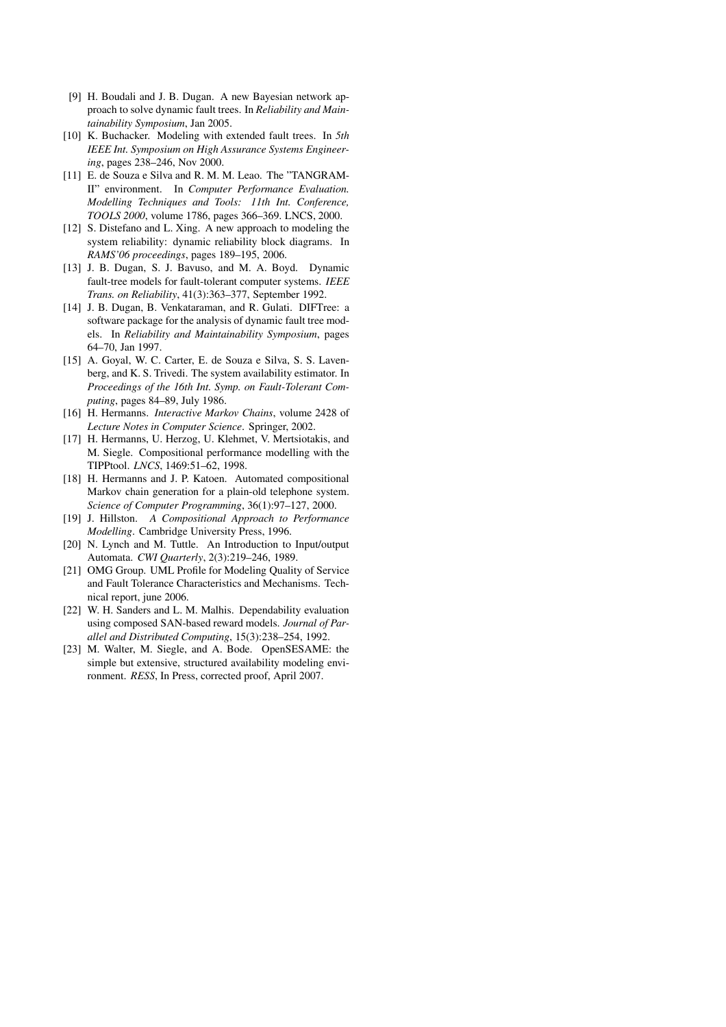[9] H. Boudali and J. B. Dugan. A new Bayesian network approach to solve dynamic fault trees. In *Reliability and Maintainability Symposium*, Jan 2005.

[10] K. Buchacker. Modeling with extended fault trees. In *5th IEEE Int. Symposium on High Assurance Systems Engineering*, pages 238–246, Nov 2000.

[11] E. de Souza e Silva and R. M. M. Leao. The "TANGRAM-II" environment. In *Computer Performance Evaluation. Modelling Techniques and Tools: 11th Int. Conference, TOOLS 2000*, volume 1786, pages 366–369. LNCS, 2000.

[12] S. Distefano and L. Xing. A new approach to modeling the system reliability: dynamic reliability block diagrams. In *RAMS'06 proceedings*, pages 189–195, 2006.

[13] J. B. Dugan, S. J. Bavuso, and M. A. Boyd. Dynamic fault-tree models for fault-tolerant computer systems. *IEEE Trans. on Reliability*, 41(3):363–377, September 1992.

[14] J. B. Dugan, B. Venkataraman, and R. Gulati. DIFTree: a software package for the analysis of dynamic fault tree models. In *Reliability and Maintainability Symposium*, pages 64–70, Jan 1997.

[15] A. Goyal, W. C. Carter, E. de Souza e Silva, S. S. Lavenberg, and K. S. Trivedi. The system availability estimator. In *Proceedings of the 16th Int. Symp. on Fault-Tolerant Computing*, pages 84–89, July 1986.

[16] H. Hermanns. *Interactive Markov Chains*, volume 2428 of *Lecture Notes in Computer Science*. Springer, 2002.

[17] H. Hermanns, U. Herzog, U. Klehmet, V. Mertsiotakis, and M. Siegle. Compositional performance modelling with the TIPPtool. *LNCS*, 1469:51–62, 1998.

[18] H. Hermanns and J. P. Katoen. Automated compositional Markov chain generation for a plain-old telephone system. *Science of Computer Programming*, 36(1):97–127, 2000.

[19] J. Hillston. *A Compositional Approach to Performance Modelling*. Cambridge University Press, 1996.

[20] N. Lynch and M. Tuttle. An Introduction to Input/output Automata. *CWI Quarterly*, 2(3):219–246, 1989.

[21] OMG Group. UML Profile for Modeling Quality of Service and Fault Tolerance Characteristics and Mechanisms. Technical report, june 2006.

[22] W. H. Sanders and L. M. Malhis. Dependability evaluation using composed SAN-based reward models. *Journal of Parallel and Distributed Computing*, 15(3):238–254, 1992.

[23] M. Walter, M. Siegle, and A. Bode. OpenSESAME: the simple but extensive, structured availability modeling environment. *RESS*, In Press, corrected proof, April 2007.